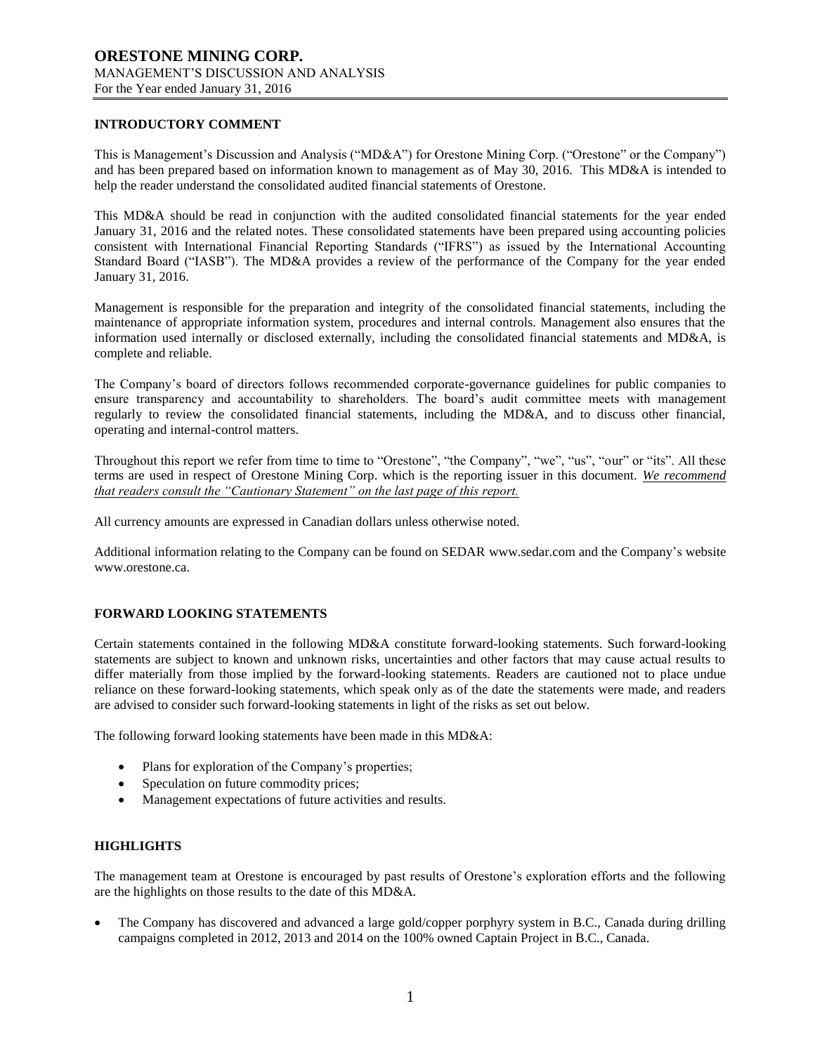# ORESTONE MINING CORP.

MANAGEMENT'S DISCUSSION AND ANALYSIS
For the Year ended January 31, 2016

## INTRODUCTORY COMMENT

This is Management's Discussion and Analysis ("MD&A") for Orestone Mining Corp. ("Orestone" or the Company") and has been prepared based on information known to management as of May 30, 2016. This MD&A is intended to help the reader understand the consolidated audited financial statements of Orestone.

This MD&A should be read in conjunction with the audited consolidated financial statements for the year ended January 31, 2016 and the related notes. These consolidated statements have been prepared using accounting policies consistent with International Financial Reporting Standards ("IFRS") as issued by the International Accounting Standard Board ("IASB"). The MD&A provides a review of the performance of the Company for the year ended January 31, 2016.

Management is responsible for the preparation and integrity of the consolidated financial statements, including the maintenance of appropriate information system, procedures and internal controls. Management also ensures that the information used internally or disclosed externally, including the consolidated financial statements and MD&A, is complete and reliable.

The Company's board of directors follows recommended corporate-governance guidelines for public companies to ensure transparency and accountability to shareholders. The board's audit committee meets with management regularly to review the consolidated financial statements, including the MD&A, and to discuss other financial, operating and internal-control matters.

Throughout this report we refer from time to time to "Orestone", "the Company", "we", "us", "our" or "its". All these terms are used in respect of Orestone Mining Corp. which is the reporting issuer in this document. *We recommend that readers consult the "Cautionary Statement" on the last page of this report.*

All currency amounts are expressed in Canadian dollars unless otherwise noted.

Additional information relating to the Company can be found on SEDAR www.sedar.com and the Company's website www.orestone.ca.

## FORWARD LOOKING STATEMENTS

Certain statements contained in the following MD&A constitute forward-looking statements. Such forward-looking statements are subject to known and unknown risks, uncertainties and other factors that may cause actual results to differ materially from those implied by the forward-looking statements. Readers are cautioned not to place undue reliance on these forward-looking statements, which speak only as of the date the statements were made, and readers are advised to consider such forward-looking statements in light of the risks as set out below.

The following forward looking statements have been made in this MD&A:

- Plans for exploration of the Company's properties;
- Speculation on future commodity prices;
- Management expectations of future activities and results.

## HIGHLIGHTS

The management team at Orestone is encouraged by past results of Orestone's exploration efforts and the following are the highlights on those results to the date of this MD&A.

- The Company has discovered and advanced a large gold/copper porphyry system in B.C., Canada during drilling campaigns completed in 2012, 2013 and 2014 on the 100% owned Captain Project in B.C., Canada.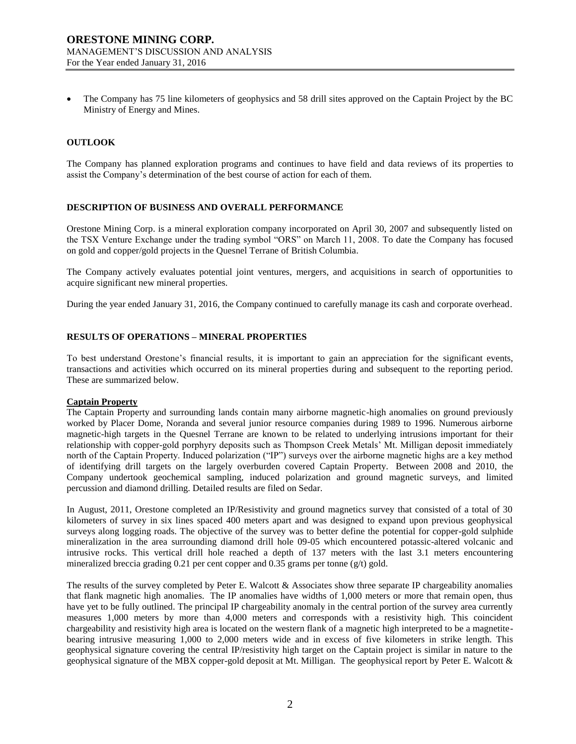- The Company has 75 line kilometers of geophysics and 58 drill sites approved on the Captain Project by the BC Ministry of Energy and Mines.

## OUTLOOK

The Company has planned exploration programs and continues to have field and data reviews of its properties to assist the Company's determination of the best course of action for each of them.

## DESCRIPTION OF BUSINESS AND OVERALL PERFORMANCE

Orestone Mining Corp. is a mineral exploration company incorporated on April 30, 2007 and subsequently listed on the TSX Venture Exchange under the trading symbol "ORS" on March 11, 2008. To date the Company has focused on gold and copper/gold projects in the Quesnel Terrane of British Columbia.

The Company actively evaluates potential joint ventures, mergers, and acquisitions in search of opportunities to acquire significant new mineral properties.

During the year ended January 31, 2016, the Company continued to carefully manage its cash and corporate overhead.

## RESULTS OF OPERATIONS – MINERAL PROPERTIES

To best understand Orestone's financial results, it is important to gain an appreciation for the significant events, transactions and activities which occurred on its mineral properties during and subsequent to the reporting period. These are summarized below.

### Captain Property

The Captain Property and surrounding lands contain many airborne magnetic-high anomalies on ground previously worked by Placer Dome, Noranda and several junior resource companies during 1989 to 1996. Numerous airborne magnetic-high targets in the Quesnel Terrane are known to be related to underlying intrusions important for their relationship with copper-gold porphyry deposits such as Thompson Creek Metals' Mt. Milligan deposit immediately north of the Captain Property. Induced polarization ("IP") surveys over the airborne magnetic highs are a key method of identifying drill targets on the largely overburden covered Captain Property. Between 2008 and 2010, the Company undertook geochemical sampling, induced polarization and ground magnetic surveys, and limited percussion and diamond drilling. Detailed results are filed on Sedar.

In August, 2011, Orestone completed an IP/Resistivity and ground magnetics survey that consisted of a total of 30 kilometers of survey in six lines spaced 400 meters apart and was designed to expand upon previous geophysical surveys along logging roads. The objective of the survey was to better define the potential for copper-gold sulphide mineralization in the area surrounding diamond drill hole 09-05 which encountered potassic-altered volcanic and intrusive rocks. This vertical drill hole reached a depth of 137 meters with the last 3.1 meters encountering mineralized breccia grading 0.21 per cent copper and 0.35 grams per tonne (g/t) gold.

The results of the survey completed by Peter E. Walcott & Associates show three separate IP chargeability anomalies that flank magnetic high anomalies. The IP anomalies have widths of 1,000 meters or more that remain open, thus have yet to be fully outlined. The principal IP chargeability anomaly in the central portion of the survey area currently measures 1,000 meters by more than 4,000 meters and corresponds with a resistivity high. This coincident chargeability and resistivity high area is located on the western flank of a magnetic high interpreted to be a magnetite-bearing intrusive measuring 1,000 to 2,000 meters wide and in excess of five kilometers in strike length. This geophysical signature covering the central IP/resistivity high target on the Captain project is similar in nature to the geophysical signature of the MBX copper-gold deposit at Mt. Milligan. The geophysical report by Peter E. Walcott &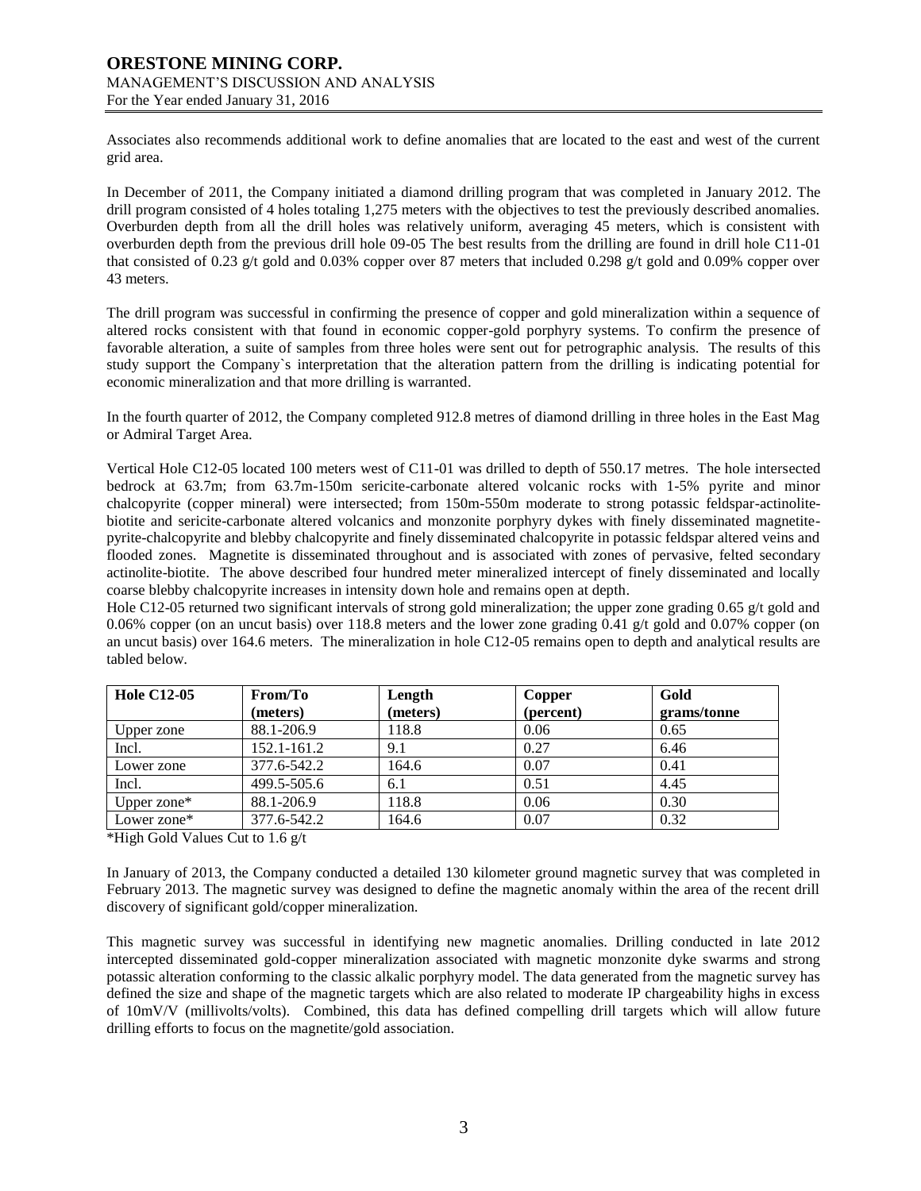Associates also recommends additional work to define anomalies that are located to the east and west of the current grid area.

In December of 2011, the Company initiated a diamond drilling program that was completed in January 2012. The drill program consisted of 4 holes totaling 1,275 meters with the objectives to test the previously described anomalies. Overburden depth from all the drill holes was relatively uniform, averaging 45 meters, which is consistent with overburden depth from the previous drill hole 09-05 The best results from the drilling are found in drill hole C11-01 that consisted of 0.23 g/t gold and 0.03% copper over 87 meters that included 0.298 g/t gold and 0.09% copper over 43 meters.

The drill program was successful in confirming the presence of copper and gold mineralization within a sequence of altered rocks consistent with that found in economic copper-gold porphyry systems. To confirm the presence of favorable alteration, a suite of samples from three holes were sent out for petrographic analysis. The results of this study support the Company`s interpretation that the alteration pattern from the drilling is indicating potential for economic mineralization and that more drilling is warranted.

In the fourth quarter of 2012, the Company completed 912.8 metres of diamond drilling in three holes in the East Mag or Admiral Target Area.

Vertical Hole C12-05 located 100 meters west of C11-01 was drilled to depth of 550.17 metres. The hole intersected bedrock at 63.7m; from 63.7m-150m sericite-carbonate altered volcanic rocks with 1-5% pyrite and minor chalcopyrite (copper mineral) were intersected; from 150m-550m moderate to strong potassic feldspar-actinolite-biotite and sericite-carbonate altered volcanics and monzonite porphyry dykes with finely disseminated magnetite-pyrite-chalcopyrite and blebby chalcopyrite and finely disseminated chalcopyrite in potassic feldspar altered veins and flooded zones. Magnetite is disseminated throughout and is associated with zones of pervasive, felted secondary actinolite-biotite. The above described four hundred meter mineralized intercept of finely disseminated and locally coarse blebby chalcopyrite increases in intensity down hole and remains open at depth.

Hole C12-05 returned two significant intervals of strong gold mineralization; the upper zone grading 0.65 g/t gold and 0.06% copper (on an uncut basis) over 118.8 meters and the lower zone grading 0.41 g/t gold and 0.07% copper (on an uncut basis) over 164.6 meters. The mineralization in hole C12-05 remains open to depth and analytical results are tabled below.

| Hole C12-05 | From/To (meters) | Length (meters) | Copper (percent) | Gold grams/tonne |
|---|---|---|---|---|
| Upper zone | 88.1-206.9 | 118.8 | 0.06 | 0.65 |
| Incl. | 152.1-161.2 | 9.1 | 0.27 | 6.46 |
| Lower zone | 377.6-542.2 | 164.6 | 0.07 | 0.41 |
| Incl. | 499.5-505.6 | 6.1 | 0.51 | 4.45 |
| Upper zone* | 88.1-206.9 | 118.8 | 0.06 | 0.30 |
| Lower zone* | 377.6-542.2 | 164.6 | 0.07 | 0.32 |

*High Gold Values Cut to 1.6 g/t

In January of 2013, the Company conducted a detailed 130 kilometer ground magnetic survey that was completed in February 2013. The magnetic survey was designed to define the magnetic anomaly within the area of the recent drill discovery of significant gold/copper mineralization.

This magnetic survey was successful in identifying new magnetic anomalies. Drilling conducted in late 2012 intercepted disseminated gold-copper mineralization associated with magnetic monzonite dyke swarms and strong potassic alteration conforming to the classic alkalic porphyry model. The data generated from the magnetic survey has defined the size and shape of the magnetic targets which are also related to moderate IP chargeability highs in excess of 10mV/V (millivolts/volts). Combined, this data has defined compelling drill targets which will allow future drilling efforts to focus on the magnetite/gold association.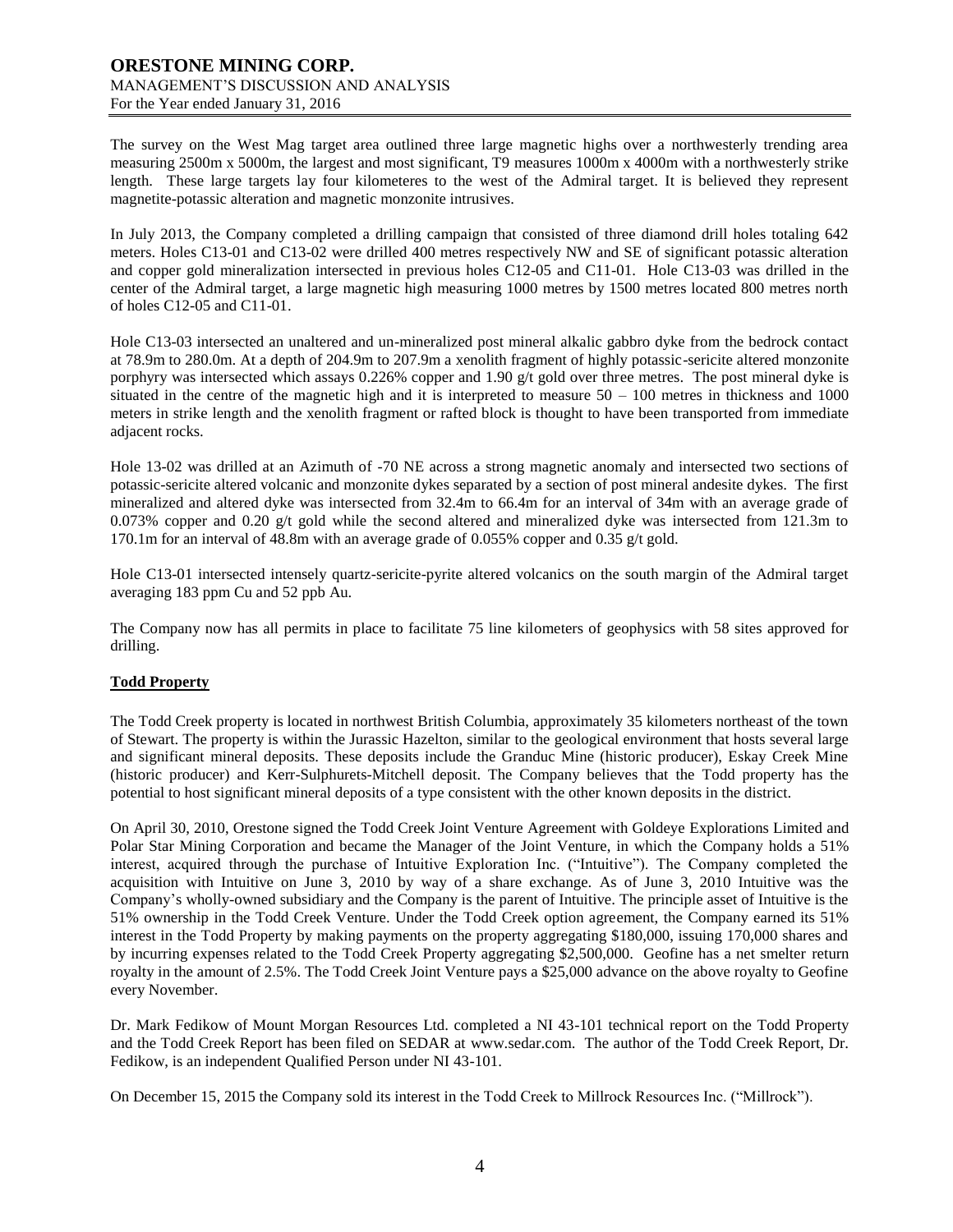The survey on the West Mag target area outlined three large magnetic highs over a northwesterly trending area measuring 2500m x 5000m, the largest and most significant, T9 measures 1000m x 4000m with a northwesterly strike length. These large targets lay four kilometeres to the west of the Admiral target. It is believed they represent magnetite-potassic alteration and magnetic monzonite intrusives.

In July 2013, the Company completed a drilling campaign that consisted of three diamond drill holes totaling 642 meters. Holes C13-01 and C13-02 were drilled 400 metres respectively NW and SE of significant potassic alteration and copper gold mineralization intersected in previous holes C12-05 and C11-01. Hole C13-03 was drilled in the center of the Admiral target, a large magnetic high measuring 1000 metres by 1500 metres located 800 metres north of holes C12-05 and C11-01.

Hole C13-03 intersected an unaltered and un-mineralized post mineral alkalic gabbro dyke from the bedrock contact at 78.9m to 280.0m. At a depth of 204.9m to 207.9m a xenolith fragment of highly potassic-sericite altered monzonite porphyry was intersected which assays 0.226% copper and 1.90 g/t gold over three metres. The post mineral dyke is situated in the centre of the magnetic high and it is interpreted to measure 50 – 100 metres in thickness and 1000 meters in strike length and the xenolith fragment or rafted block is thought to have been transported from immediate adjacent rocks.

Hole 13-02 was drilled at an Azimuth of -70 NE across a strong magnetic anomaly and intersected two sections of potassic-sericite altered volcanic and monzonite dykes separated by a section of post mineral andesite dykes. The first mineralized and altered dyke was intersected from 32.4m to 66.4m for an interval of 34m with an average grade of 0.073% copper and 0.20 g/t gold while the second altered and mineralized dyke was intersected from 121.3m to 170.1m for an interval of 48.8m with an average grade of 0.055% copper and 0.35 g/t gold.

Hole C13-01 intersected intensely quartz-sericite-pyrite altered volcanics on the south margin of the Admiral target averaging 183 ppm Cu and 52 ppb Au.

The Company now has all permits in place to facilitate 75 line kilometers of geophysics with 58 sites approved for drilling.

## Todd Property

The Todd Creek property is located in northwest British Columbia, approximately 35 kilometers northeast of the town of Stewart. The property is within the Jurassic Hazelton, similar to the geological environment that hosts several large and significant mineral deposits. These deposits include the Granduc Mine (historic producer), Eskay Creek Mine (historic producer) and Kerr-Sulphurets-Mitchell deposit. The Company believes that the Todd property has the potential to host significant mineral deposits of a type consistent with the other known deposits in the district.

On April 30, 2010, Orestone signed the Todd Creek Joint Venture Agreement with Goldeye Explorations Limited and Polar Star Mining Corporation and became the Manager of the Joint Venture, in which the Company holds a 51% interest, acquired through the purchase of Intuitive Exploration Inc. ("Intuitive"). The Company completed the acquisition with Intuitive on June 3, 2010 by way of a share exchange. As of June 3, 2010 Intuitive was the Company's wholly-owned subsidiary and the Company is the parent of Intuitive. The principle asset of Intuitive is the 51% ownership in the Todd Creek Venture. Under the Todd Creek option agreement, the Company earned its 51% interest in the Todd Property by making payments on the property aggregating $180,000, issuing 170,000 shares and by incurring expenses related to the Todd Creek Property aggregating $2,500,000. Geofine has a net smelter return royalty in the amount of 2.5%. The Todd Creek Joint Venture pays a $25,000 advance on the above royalty to Geofine every November.

Dr. Mark Fedikow of Mount Morgan Resources Ltd. completed a NI 43-101 technical report on the Todd Property and the Todd Creek Report has been filed on SEDAR at www.sedar.com. The author of the Todd Creek Report, Dr. Fedikow, is an independent Qualified Person under NI 43-101.

On December 15, 2015 the Company sold its interest in the Todd Creek to Millrock Resources Inc. ("Millrock").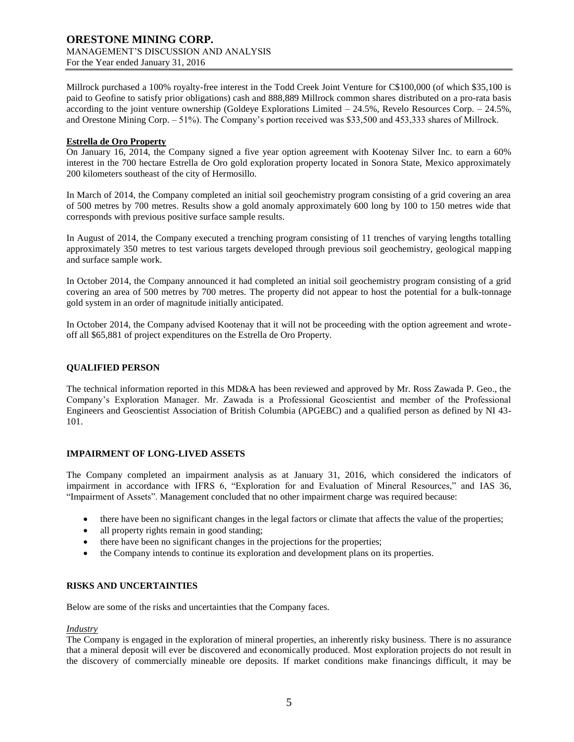Millrock purchased a 100% royalty-free interest in the Todd Creek Joint Venture for C$100,000 (of which $35,100 is paid to Geofine to satisfy prior obligations) cash and 888,889 Millrock common shares distributed on a pro-rata basis according to the joint venture ownership (Goldeye Explorations Limited – 24.5%, Revelo Resources Corp. – 24.5%, and Orestone Mining Corp. – 51%). The Company's portion received was $33,500 and 453,333 shares of Millrock.

**Estrella de Oro Property**

On January 16, 2014, the Company signed a five year option agreement with Kootenay Silver Inc. to earn a 60% interest in the 700 hectare Estrella de Oro gold exploration property located in Sonora State, Mexico approximately 200 kilometers southeast of the city of Hermosillo.

In March of 2014, the Company completed an initial soil geochemistry program consisting of a grid covering an area of 500 metres by 700 metres. Results show a gold anomaly approximately 600 long by 100 to 150 metres wide that corresponds with previous positive surface sample results.

In August of 2014, the Company executed a trenching program consisting of 11 trenches of varying lengths totalling approximately 350 metres to test various targets developed through previous soil geochemistry, geological mapping and surface sample work.

In October 2014, the Company announced it had completed an initial soil geochemistry program consisting of a grid covering an area of 500 metres by 700 metres. The property did not appear to host the potential for a bulk-tonnage gold system in an order of magnitude initially anticipated.

In October 2014, the Company advised Kootenay that it will not be proceeding with the option agreement and wrote-off all $65,881 of project expenditures on the Estrella de Oro Property.

## QUALIFIED PERSON

The technical information reported in this MD&A has been reviewed and approved by Mr. Ross Zawada P. Geo., the Company's Exploration Manager. Mr. Zawada is a Professional Geoscientist and member of the Professional Engineers and Geoscientist Association of British Columbia (APGEBC) and a qualified person as defined by NI 43-101.

## IMPAIRMENT OF LONG-LIVED ASSETS

The Company completed an impairment analysis as at January 31, 2016, which considered the indicators of impairment in accordance with IFRS 6, "Exploration for and Evaluation of Mineral Resources," and IAS 36, "Impairment of Assets". Management concluded that no other impairment charge was required because:

- there have been no significant changes in the legal factors or climate that affects the value of the properties;
- all property rights remain in good standing;
- there have been no significant changes in the projections for the properties;
- the Company intends to continue its exploration and development plans on its properties.

## RISKS AND UNCERTAINTIES

Below are some of the risks and uncertainties that the Company faces.

*Industry*

The Company is engaged in the exploration of mineral properties, an inherently risky business. There is no assurance that a mineral deposit will ever be discovered and economically produced. Most exploration projects do not result in the discovery of commercially mineable ore deposits. If market conditions make financings difficult, it may be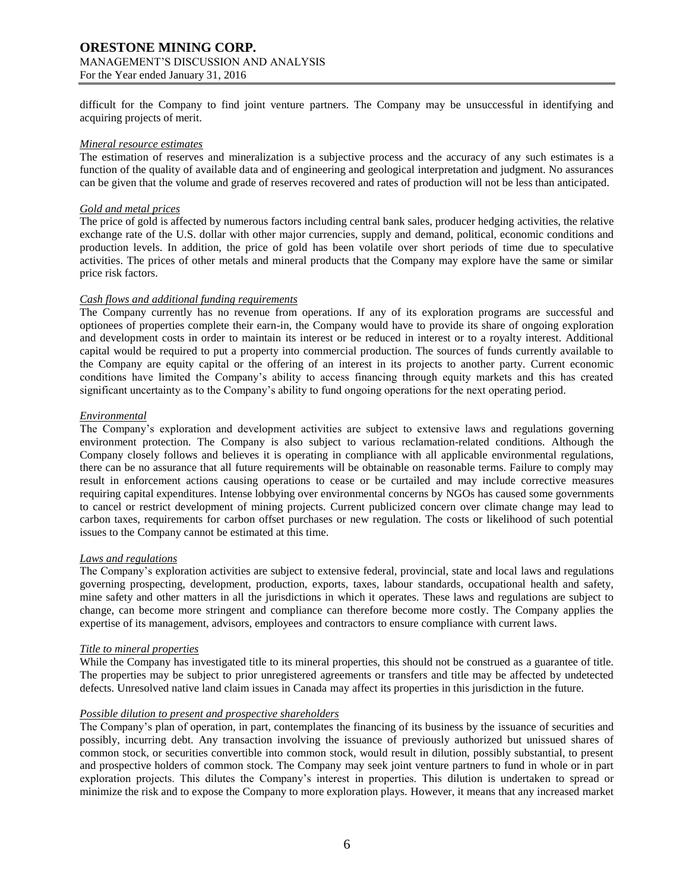difficult for the Company to find joint venture partners. The Company may be unsuccessful in identifying and acquiring projects of merit.

*Mineral resource estimates*

The estimation of reserves and mineralization is a subjective process and the accuracy of any such estimates is a function of the quality of available data and of engineering and geological interpretation and judgment. No assurances can be given that the volume and grade of reserves recovered and rates of production will not be less than anticipated.

*Gold and metal prices*

The price of gold is affected by numerous factors including central bank sales, producer hedging activities, the relative exchange rate of the U.S. dollar with other major currencies, supply and demand, political, economic conditions and production levels. In addition, the price of gold has been volatile over short periods of time due to speculative activities. The prices of other metals and mineral products that the Company may explore have the same or similar price risk factors.

*Cash flows and additional funding requirements*

The Company currently has no revenue from operations. If any of its exploration programs are successful and optionees of properties complete their earn-in, the Company would have to provide its share of ongoing exploration and development costs in order to maintain its interest or be reduced in interest or to a royalty interest. Additional capital would be required to put a property into commercial production. The sources of funds currently available to the Company are equity capital or the offering of an interest in its projects to another party. Current economic conditions have limited the Company's ability to access financing through equity markets and this has created significant uncertainty as to the Company's ability to fund ongoing operations for the next operating period.

*Environmental*

The Company's exploration and development activities are subject to extensive laws and regulations governing environment protection. The Company is also subject to various reclamation-related conditions. Although the Company closely follows and believes it is operating in compliance with all applicable environmental regulations, there can be no assurance that all future requirements will be obtainable on reasonable terms. Failure to comply may result in enforcement actions causing operations to cease or be curtailed and may include corrective measures requiring capital expenditures. Intense lobbying over environmental concerns by NGOs has caused some governments to cancel or restrict development of mining projects. Current publicized concern over climate change may lead to carbon taxes, requirements for carbon offset purchases or new regulation. The costs or likelihood of such potential issues to the Company cannot be estimated at this time.

*Laws and regulations*

The Company's exploration activities are subject to extensive federal, provincial, state and local laws and regulations governing prospecting, development, production, exports, taxes, labour standards, occupational health and safety, mine safety and other matters in all the jurisdictions in which it operates. These laws and regulations are subject to change, can become more stringent and compliance can therefore become more costly. The Company applies the expertise of its management, advisors, employees and contractors to ensure compliance with current laws.

*Title to mineral properties*

While the Company has investigated title to its mineral properties, this should not be construed as a guarantee of title. The properties may be subject to prior unregistered agreements or transfers and title may be affected by undetected defects. Unresolved native land claim issues in Canada may affect its properties in this jurisdiction in the future.

*Possible dilution to present and prospective shareholders*

The Company's plan of operation, in part, contemplates the financing of its business by the issuance of securities and possibly, incurring debt. Any transaction involving the issuance of previously authorized but unissued shares of common stock, or securities convertible into common stock, would result in dilution, possibly substantial, to present and prospective holders of common stock. The Company may seek joint venture partners to fund in whole or in part exploration projects. This dilutes the Company's interest in properties. This dilution is undertaken to spread or minimize the risk and to expose the Company to more exploration plays. However, it means that any increased market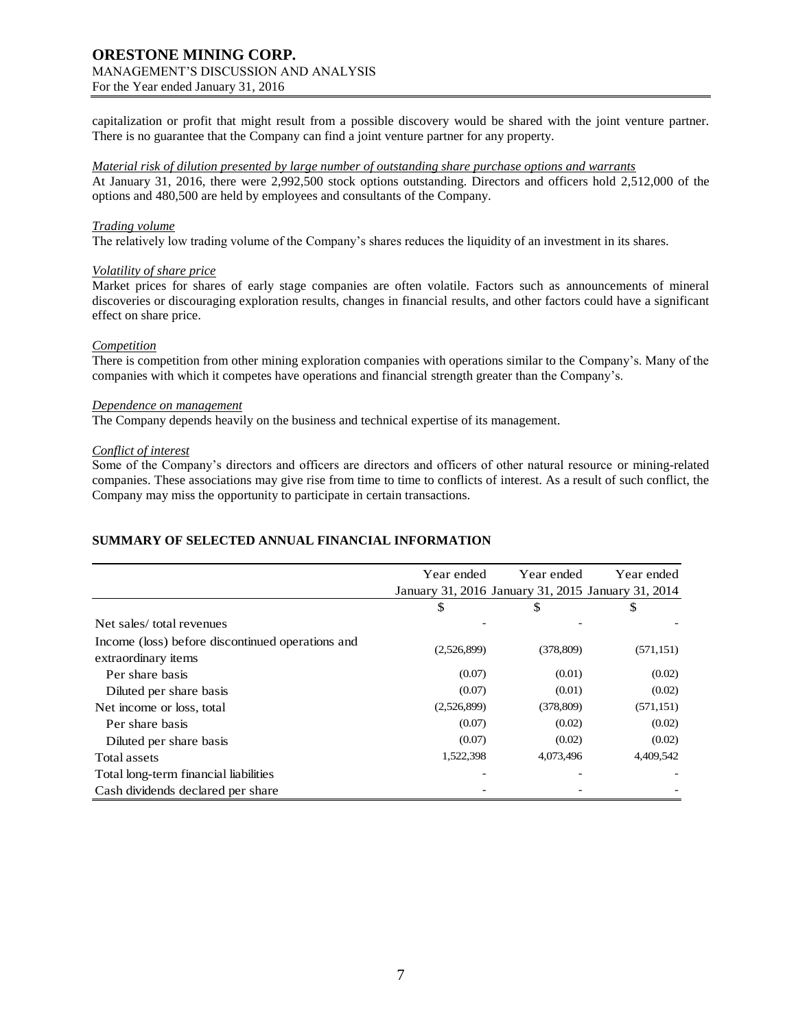capitalization or profit that might result from a possible discovery would be shared with the joint venture partner. There is no guarantee that the Company can find a joint venture partner for any property.

*Material risk of dilution presented by large number of outstanding share purchase options and warrants*

At January 31, 2016, there were 2,992,500 stock options outstanding. Directors and officers hold 2,512,000 of the options and 480,500 are held by employees and consultants of the Company.

*Trading volume*

The relatively low trading volume of the Company's shares reduces the liquidity of an investment in its shares.

*Volatility of share price*

Market prices for shares of early stage companies are often volatile. Factors such as announcements of mineral discoveries or discouraging exploration results, changes in financial results, and other factors could have a significant effect on share price.

*Competition*

There is competition from other mining exploration companies with operations similar to the Company's. Many of the companies with which it competes have operations and financial strength greater than the Company's.

*Dependence on management*

The Company depends heavily on the business and technical expertise of its management.

*Conflict of interest*

Some of the Company's directors and officers are directors and officers of other natural resource or mining-related companies. These associations may give rise from time to time to conflicts of interest. As a result of such conflict, the Company may miss the opportunity to participate in certain transactions.

## SUMMARY OF SELECTED ANNUAL FINANCIAL INFORMATION

| | Year ended January 31, 2016 | Year ended January 31, 2015 | Year ended January 31, 2014 |
|---|---|---|---|
| | $ | $ | $ |
| Net sales/ total revenues | - | - | - |
| Income (loss) before discontinued operations and extraordinary items | (2,526,899) | (378,809) | (571,151) |
| Per share basis | (0.07) | (0.01) | (0.02) |
| Diluted per share basis | (0.07) | (0.01) | (0.02) |
| Net income or loss, total | (2,526,899) | (378,809) | (571,151) |
| Per share basis | (0.07) | (0.02) | (0.02) |
| Diluted per share basis | (0.07) | (0.02) | (0.02) |
| Total assets | 1,522,398 | 4,073,496 | 4,409,542 |
| Total long-term financial liabilities | - | - | - |
| Cash dividends declared per share | - | - | - |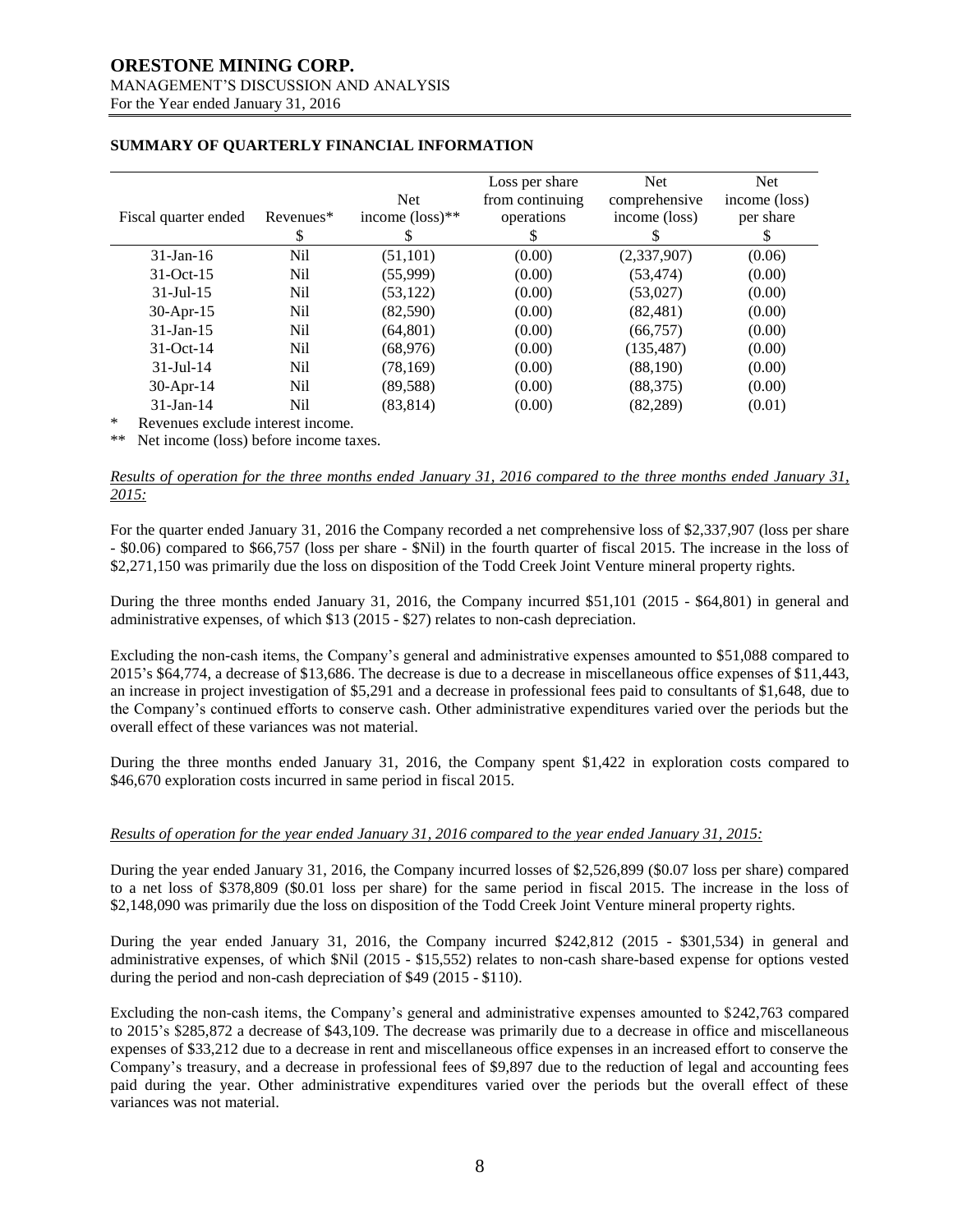## SUMMARY OF QUARTERLY FINANCIAL INFORMATION

| Fiscal quarter ended | Revenues* | Net income (loss)** | Loss per share from continuing operations | Net comprehensive income (loss) | Net income (loss) per share |
|---|---|---|---|---|---|
| | $ | $ | $ | $ | $ |
| 31-Jan-16 | Nil | (51,101) | (0.00) | (2,337,907) | (0.06) |
| 31-Oct-15 | Nil | (55,999) | (0.00) | (53,474) | (0.00) |
| 31-Jul-15 | Nil | (53,122) | (0.00) | (53,027) | (0.00) |
| 30-Apr-15 | Nil | (82,590) | (0.00) | (82,481) | (0.00) |
| 31-Jan-15 | Nil | (64,801) | (0.00) | (66,757) | (0.00) |
| 31-Oct-14 | Nil | (68,976) | (0.00) | (135,487) | (0.00) |
| 31-Jul-14 | Nil | (78,169) | (0.00) | (88,190) | (0.00) |
| 30-Apr-14 | Nil | (89,588) | (0.00) | (88,375) | (0.00) |
| 31-Jan-14 | Nil | (83,814) | (0.00) | (82,289) | (0.01) |

\* Revenues exclude interest income.

\*\* Net income (loss) before income taxes.

*Results of operation for the three months ended January 31, 2016 compared to the three months ended January 31, 2015:*

For the quarter ended January 31, 2016 the Company recorded a net comprehensive loss of $2,337,907 (loss per share - $0.06) compared to $66,757 (loss per share - $Nil) in the fourth quarter of fiscal 2015. The increase in the loss of $2,271,150 was primarily due the loss on disposition of the Todd Creek Joint Venture mineral property rights.

During the three months ended January 31, 2016, the Company incurred $51,101 (2015 - $64,801) in general and administrative expenses, of which $13 (2015 - $27) relates to non-cash depreciation.

Excluding the non-cash items, the Company's general and administrative expenses amounted to $51,088 compared to 2015's $64,774, a decrease of $13,686. The decrease is due to a decrease in miscellaneous office expenses of $11,443, an increase in project investigation of $5,291 and a decrease in professional fees paid to consultants of $1,648, due to the Company's continued efforts to conserve cash. Other administrative expenditures varied over the periods but the overall effect of these variances was not material.

During the three months ended January 31, 2016, the Company spent $1,422 in exploration costs compared to $46,670 exploration costs incurred in same period in fiscal 2015.

*Results of operation for the year ended January 31, 2016 compared to the year ended January 31, 2015:*

During the year ended January 31, 2016, the Company incurred losses of $2,526,899 ($0.07 loss per share) compared to a net loss of $378,809 ($0.01 loss per share) for the same period in fiscal 2015. The increase in the loss of $2,148,090 was primarily due the loss on disposition of the Todd Creek Joint Venture mineral property rights.

During the year ended January 31, 2016, the Company incurred $242,812 (2015 - $301,534) in general and administrative expenses, of which $Nil (2015 - $15,552) relates to non-cash share-based expense for options vested during the period and non-cash depreciation of $49 (2015 - $110).

Excluding the non-cash items, the Company's general and administrative expenses amounted to $242,763 compared to 2015's $285,872 a decrease of $43,109. The decrease was primarily due to a decrease in office and miscellaneous expenses of $33,212 due to a decrease in rent and miscellaneous office expenses in an increased effort to conserve the Company's treasury, and a decrease in professional fees of $9,897 due to the reduction of legal and accounting fees paid during the year. Other administrative expenditures varied over the periods but the overall effect of these variances was not material.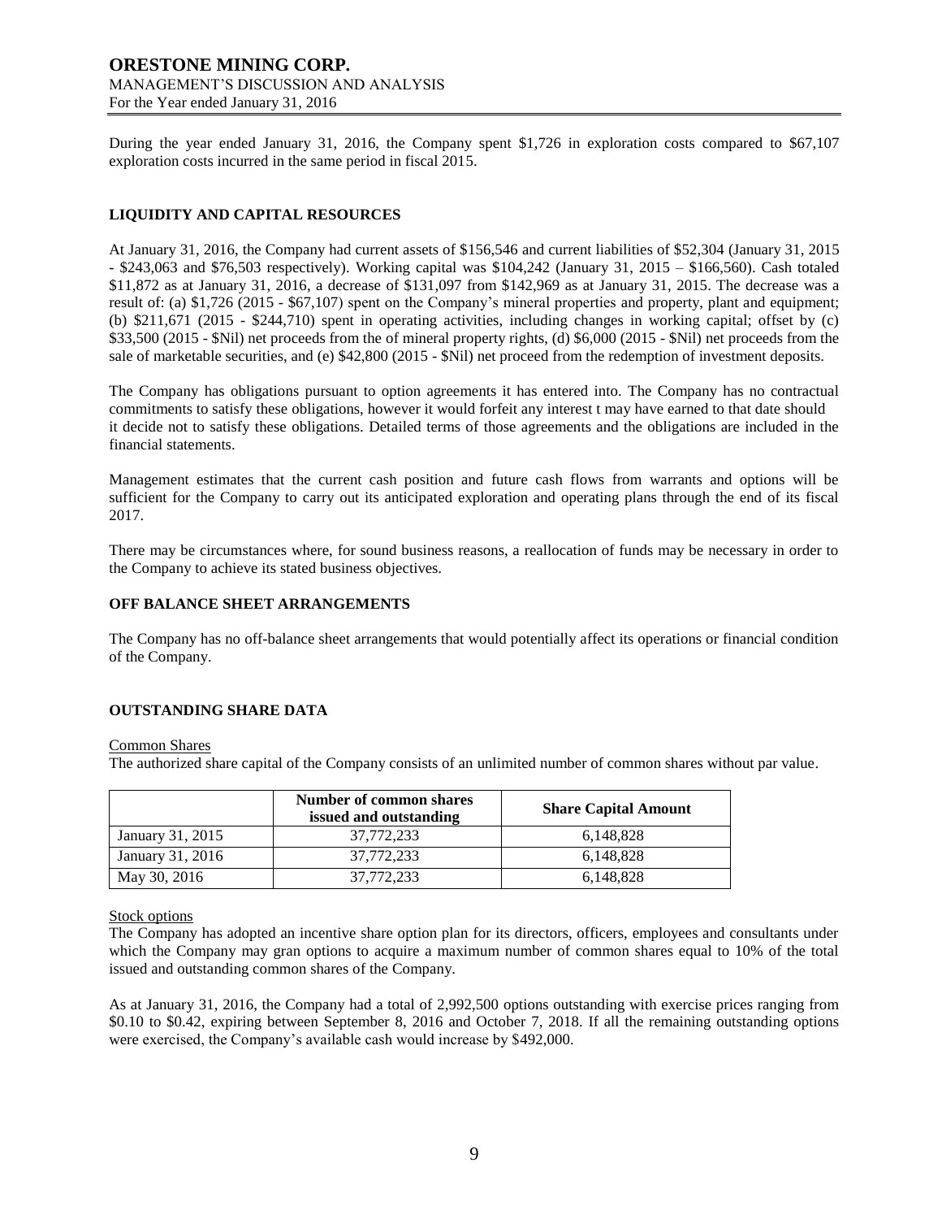During the year ended January 31, 2016, the Company spent $1,726 in exploration costs compared to $67,107 exploration costs incurred in the same period in fiscal 2015.

## LIQUIDITY AND CAPITAL RESOURCES

At January 31, 2016, the Company had current assets of $156,546 and current liabilities of $52,304 (January 31, 2015 - $243,063 and $76,503 respectively). Working capital was $104,242 (January 31, 2015 – $166,560). Cash totaled $11,872 as at January 31, 2016, a decrease of $131,097 from $142,969 as at January 31, 2015. The decrease was a result of: (a) $1,726 (2015 - $67,107) spent on the Company's mineral properties and property, plant and equipment; (b) $211,671 (2015 - $244,710) spent in operating activities, including changes in working capital; offset by (c) $33,500 (2015 - $Nil) net proceeds from the of mineral property rights, (d) $6,000 (2015 - $Nil) net proceeds from the sale of marketable securities, and (e) $42,800 (2015 - $Nil) net proceed from the redemption of investment deposits.

The Company has obligations pursuant to option agreements it has entered into. The Company has no contractual commitments to satisfy these obligations, however it would forfeit any interest t may have earned to that date should it decide not to satisfy these obligations. Detailed terms of those agreements and the obligations are included in the financial statements.

Management estimates that the current cash position and future cash flows from warrants and options will be sufficient for the Company to carry out its anticipated exploration and operating plans through the end of its fiscal 2017.

There may be circumstances where, for sound business reasons, a reallocation of funds may be necessary in order to the Company to achieve its stated business objectives.

## OFF BALANCE SHEET ARRANGEMENTS

The Company has no off-balance sheet arrangements that would potentially affect its operations or financial condition of the Company.

## OUTSTANDING SHARE DATA

Common Shares

The authorized share capital of the Company consists of an unlimited number of common shares without par value.

| | Number of common shares issued and outstanding | Share Capital Amount |
|---|---|---|
| January 31, 2015 | 37,772,233 | 6,148,828 |
| January 31, 2016 | 37,772,233 | 6,148,828 |
| May 30, 2016 | 37,772,233 | 6,148,828 |

Stock options

The Company has adopted an incentive share option plan for its directors, officers, employees and consultants under which the Company may gran options to acquire a maximum number of common shares equal to 10% of the total issued and outstanding common shares of the Company.

As at January 31, 2016, the Company had a total of 2,992,500 options outstanding with exercise prices ranging from $0.10 to $0.42, expiring between September 8, 2016 and October 7, 2018. If all the remaining outstanding options were exercised, the Company's available cash would increase by $492,000.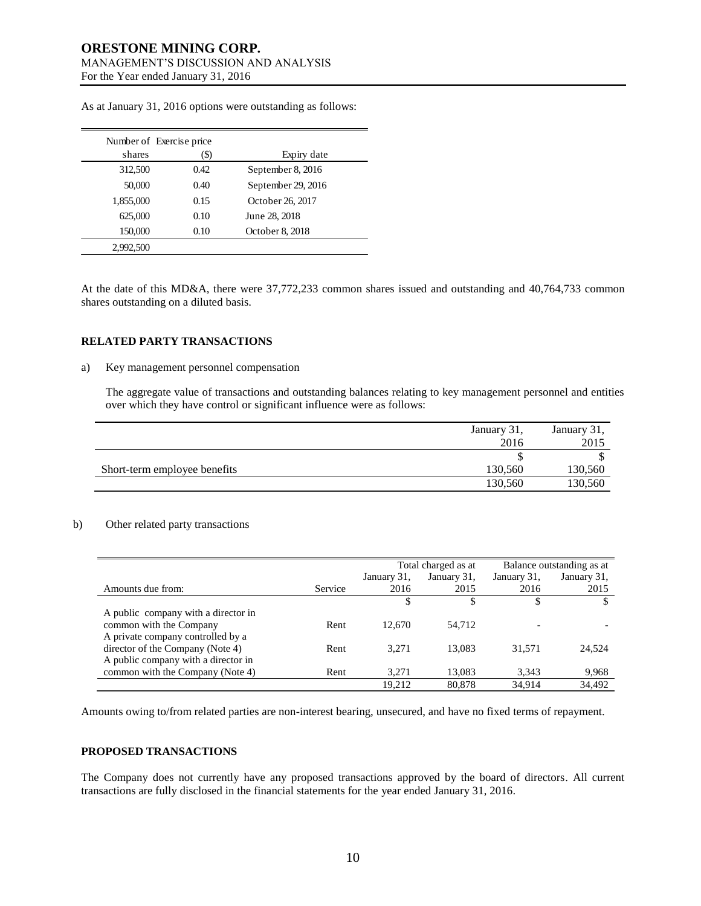As at January 31, 2016 options were outstanding as follows:

| Number of shares | Exercise price ($) | Expiry date |
|---|---|---|
| 312,500 | 0.42 | September 8, 2016 |
| 50,000 | 0.40 | September 29, 2016 |
| 1,855,000 | 0.15 | October 26, 2017 |
| 625,000 | 0.10 | June 28, 2018 |
| 150,000 | 0.10 | October 8, 2018 |
| 2,992,500 | | |

At the date of this MD&A, there were 37,772,233 common shares issued and outstanding and 40,764,733 common shares outstanding on a diluted basis.

## RELATED PARTY TRANSACTIONS

a) Key management personnel compensation

The aggregate value of transactions and outstanding balances relating to key management personnel and entities over which they have control or significant influence were as follows:

| | January 31, 2016 | January 31, 2015 |
|---|---|---|
| | $ | $ |
| Short-term employee benefits | 130,560 | 130,560 |
| | 130,560 | 130,560 |

b) Other related party transactions

| | | Total charged as at | | Balance outstanding as at | |
|---|---|---|---|---|---|
| Amounts due from: | Service | January 31, 2016 | January 31, 2015 | January 31, 2016 | January 31, 2015 |
| | | $ | $ | $ | $ |
| A public company with a director in common with the Company | Rent | 12,670 | 54,712 | - | - |
| A private company controlled by a director of the Company (Note 4) | Rent | 3,271 | 13,083 | 31,571 | 24,524 |
| A public company with a director in common with the Company (Note 4) | Rent | 3,271 | 13,083 | 3,343 | 9,968 |
| | | 19,212 | 80,878 | 34,914 | 34,492 |

Amounts owing to/from related parties are non-interest bearing, unsecured, and have no fixed terms of repayment.

## PROPOSED TRANSACTIONS

The Company does not currently have any proposed transactions approved by the board of directors. All current transactions are fully disclosed in the financial statements for the year ended January 31, 2016.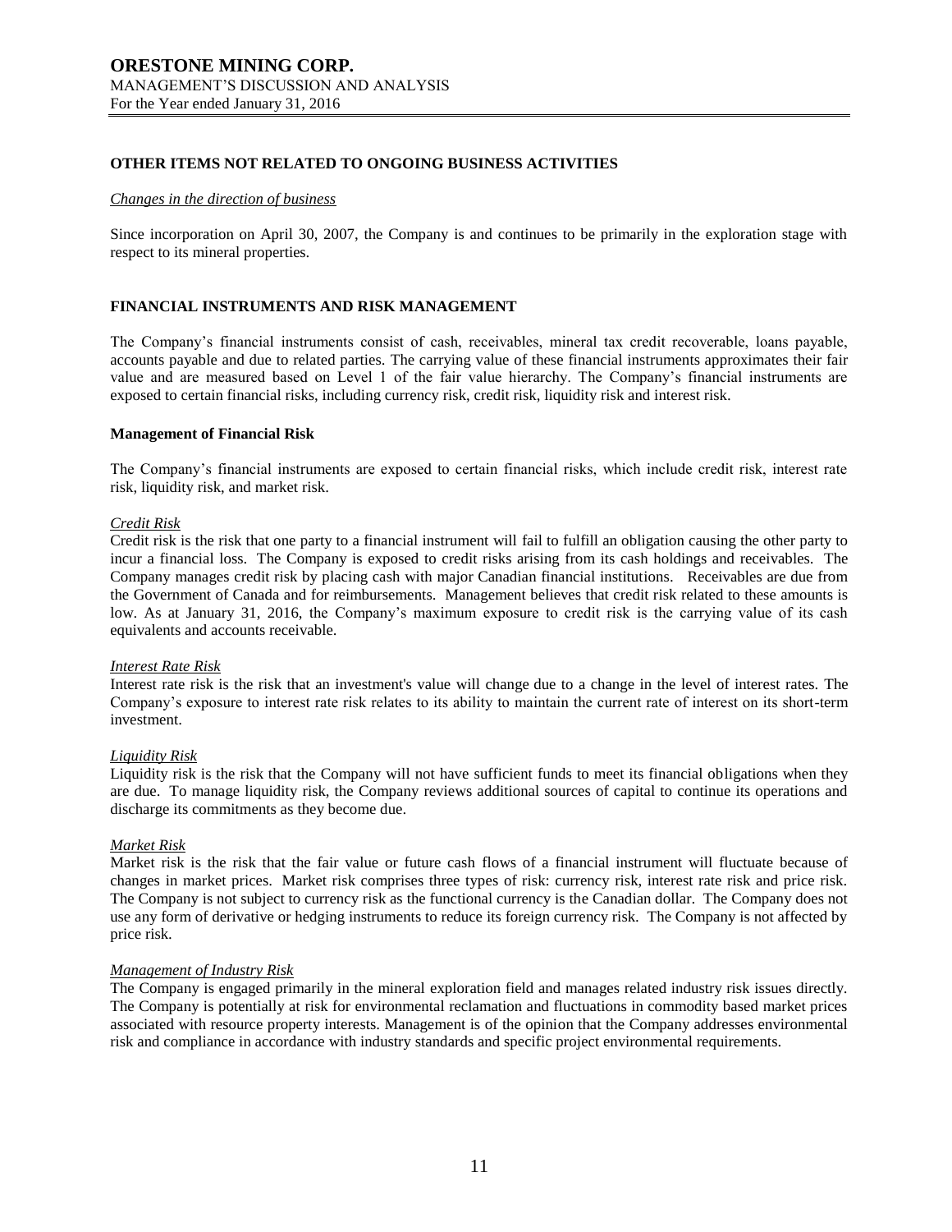## OTHER ITEMS NOT RELATED TO ONGOING BUSINESS ACTIVITIES

*Changes in the direction of business*

Since incorporation on April 30, 2007, the Company is and continues to be primarily in the exploration stage with respect to its mineral properties.

## FINANCIAL INSTRUMENTS AND RISK MANAGEMENT

The Company's financial instruments consist of cash, receivables, mineral tax credit recoverable, loans payable, accounts payable and due to related parties. The carrying value of these financial instruments approximates their fair value and are measured based on Level 1 of the fair value hierarchy. The Company's financial instruments are exposed to certain financial risks, including currency risk, credit risk, liquidity risk and interest risk.

### Management of Financial Risk

The Company's financial instruments are exposed to certain financial risks, which include credit risk, interest rate risk, liquidity risk, and market risk.

*Credit Risk*

Credit risk is the risk that one party to a financial instrument will fail to fulfill an obligation causing the other party to incur a financial loss. The Company is exposed to credit risks arising from its cash holdings and receivables. The Company manages credit risk by placing cash with major Canadian financial institutions. Receivables are due from the Government of Canada and for reimbursements. Management believes that credit risk related to these amounts is low. As at January 31, 2016, the Company's maximum exposure to credit risk is the carrying value of its cash equivalents and accounts receivable.

*Interest Rate Risk*

Interest rate risk is the risk that an investment's value will change due to a change in the level of interest rates. The Company's exposure to interest rate risk relates to its ability to maintain the current rate of interest on its short-term investment.

*Liquidity Risk*

Liquidity risk is the risk that the Company will not have sufficient funds to meet its financial obligations when they are due. To manage liquidity risk, the Company reviews additional sources of capital to continue its operations and discharge its commitments as they become due.

*Market Risk*

Market risk is the risk that the fair value or future cash flows of a financial instrument will fluctuate because of changes in market prices. Market risk comprises three types of risk: currency risk, interest rate risk and price risk. The Company is not subject to currency risk as the functional currency is the Canadian dollar. The Company does not use any form of derivative or hedging instruments to reduce its foreign currency risk. The Company is not affected by price risk.

*Management of Industry Risk*

The Company is engaged primarily in the mineral exploration field and manages related industry risk issues directly. The Company is potentially at risk for environmental reclamation and fluctuations in commodity based market prices associated with resource property interests. Management is of the opinion that the Company addresses environmental risk and compliance in accordance with industry standards and specific project environmental requirements.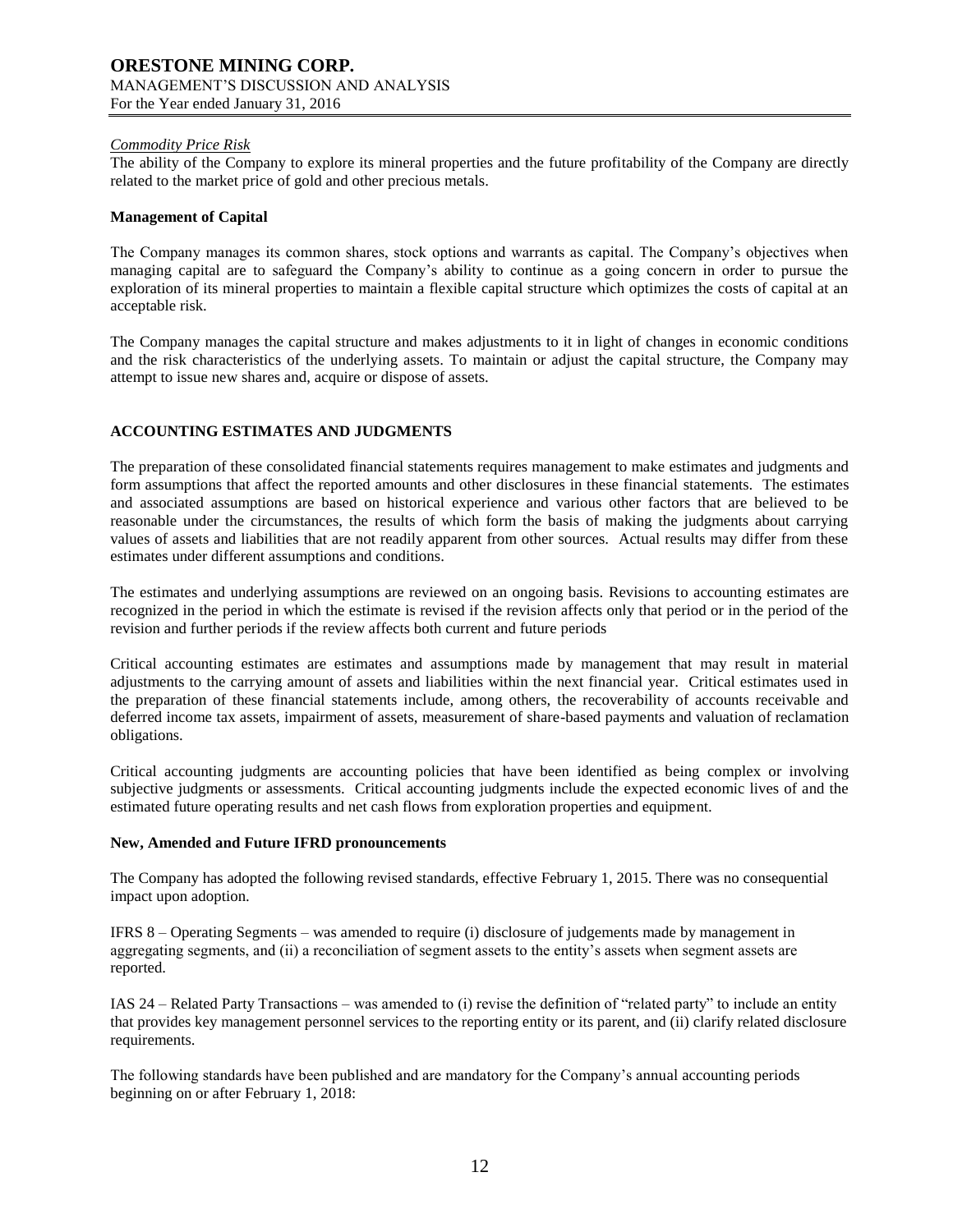*Commodity Price Risk*
The ability of the Company to explore its mineral properties and the future profitability of the Company are directly related to the market price of gold and other precious metals.

**Management of Capital**

The Company manages its common shares, stock options and warrants as capital. The Company's objectives when managing capital are to safeguard the Company's ability to continue as a going concern in order to pursue the exploration of its mineral properties to maintain a flexible capital structure which optimizes the costs of capital at an acceptable risk.

The Company manages the capital structure and makes adjustments to it in light of changes in economic conditions and the risk characteristics of the underlying assets. To maintain or adjust the capital structure, the Company may attempt to issue new shares and, acquire or dispose of assets.

## ACCOUNTING ESTIMATES AND JUDGMENTS

The preparation of these consolidated financial statements requires management to make estimates and judgments and form assumptions that affect the reported amounts and other disclosures in these financial statements. The estimates and associated assumptions are based on historical experience and various other factors that are believed to be reasonable under the circumstances, the results of which form the basis of making the judgments about carrying values of assets and liabilities that are not readily apparent from other sources. Actual results may differ from these estimates under different assumptions and conditions.

The estimates and underlying assumptions are reviewed on an ongoing basis. Revisions to accounting estimates are recognized in the period in which the estimate is revised if the revision affects only that period or in the period of the revision and further periods if the review affects both current and future periods

Critical accounting estimates are estimates and assumptions made by management that may result in material adjustments to the carrying amount of assets and liabilities within the next financial year. Critical estimates used in the preparation of these financial statements include, among others, the recoverability of accounts receivable and deferred income tax assets, impairment of assets, measurement of share-based payments and valuation of reclamation obligations.

Critical accounting judgments are accounting policies that have been identified as being complex or involving subjective judgments or assessments. Critical accounting judgments include the expected economic lives of and the estimated future operating results and net cash flows from exploration properties and equipment.

**New, Amended and Future IFRD pronouncements**

The Company has adopted the following revised standards, effective February 1, 2015. There was no consequential impact upon adoption.

IFRS 8 – Operating Segments – was amended to require (i) disclosure of judgements made by management in aggregating segments, and (ii) a reconciliation of segment assets to the entity's assets when segment assets are reported.

IAS 24 – Related Party Transactions – was amended to (i) revise the definition of "related party" to include an entity that provides key management personnel services to the reporting entity or its parent, and (ii) clarify related disclosure requirements.

The following standards have been published and are mandatory for the Company's annual accounting periods beginning on or after February 1, 2018: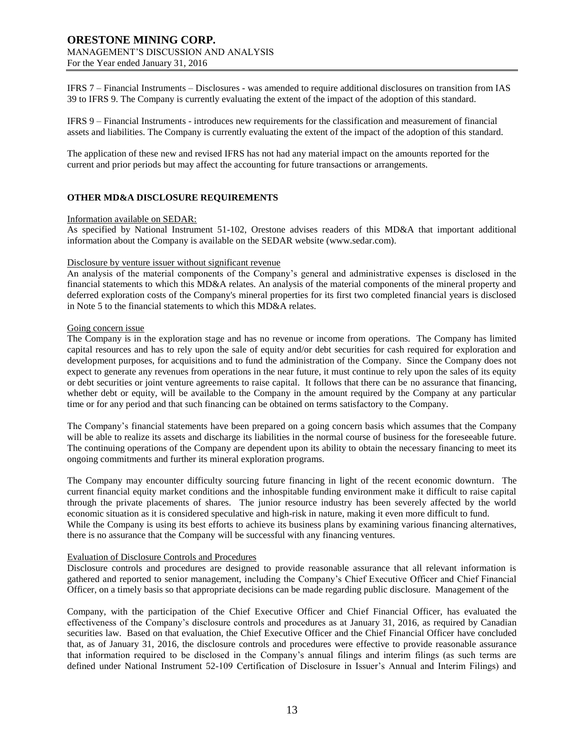IFRS 7 – Financial Instruments – Disclosures - was amended to require additional disclosures on transition from IAS 39 to IFRS 9. The Company is currently evaluating the extent of the impact of the adoption of this standard.

IFRS 9 – Financial Instruments - introduces new requirements for the classification and measurement of financial assets and liabilities. The Company is currently evaluating the extent of the impact of the adoption of this standard.

The application of these new and revised IFRS has not had any material impact on the amounts reported for the current and prior periods but may affect the accounting for future transactions or arrangements.

## OTHER MD&A DISCLOSURE REQUIREMENTS

Information available on SEDAR:

As specified by National Instrument 51-102, Orestone advises readers of this MD&A that important additional information about the Company is available on the SEDAR website (www.sedar.com).

Disclosure by venture issuer without significant revenue

An analysis of the material components of the Company's general and administrative expenses is disclosed in the financial statements to which this MD&A relates. An analysis of the material components of the mineral property and deferred exploration costs of the Company's mineral properties for its first two completed financial years is disclosed in Note 5 to the financial statements to which this MD&A relates.

Going concern issue

The Company is in the exploration stage and has no revenue or income from operations. The Company has limited capital resources and has to rely upon the sale of equity and/or debt securities for cash required for exploration and development purposes, for acquisitions and to fund the administration of the Company. Since the Company does not expect to generate any revenues from operations in the near future, it must continue to rely upon the sales of its equity or debt securities or joint venture agreements to raise capital. It follows that there can be no assurance that financing, whether debt or equity, will be available to the Company in the amount required by the Company at any particular time or for any period and that such financing can be obtained on terms satisfactory to the Company.

The Company's financial statements have been prepared on a going concern basis which assumes that the Company will be able to realize its assets and discharge its liabilities in the normal course of business for the foreseeable future. The continuing operations of the Company are dependent upon its ability to obtain the necessary financing to meet its ongoing commitments and further its mineral exploration programs.

The Company may encounter difficulty sourcing future financing in light of the recent economic downturn. The current financial equity market conditions and the inhospitable funding environment make it difficult to raise capital through the private placements of shares. The junior resource industry has been severely affected by the world economic situation as it is considered speculative and high-risk in nature, making it even more difficult to fund. While the Company is using its best efforts to achieve its business plans by examining various financing alternatives, there is no assurance that the Company will be successful with any financing ventures.

Evaluation of Disclosure Controls and Procedures

Disclosure controls and procedures are designed to provide reasonable assurance that all relevant information is gathered and reported to senior management, including the Company's Chief Executive Officer and Chief Financial Officer, on a timely basis so that appropriate decisions can be made regarding public disclosure. Management of the Company, with the participation of the Chief Executive Officer and Chief Financial Officer, has evaluated the effectiveness of the Company's disclosure controls and procedures as at January 31, 2016, as required by Canadian securities law. Based on that evaluation, the Chief Executive Officer and the Chief Financial Officer have concluded that, as of January 31, 2016, the disclosure controls and procedures were effective to provide reasonable assurance that information required to be disclosed in the Company's annual filings and interim filings (as such terms are defined under National Instrument 52-109 Certification of Disclosure in Issuer's Annual and Interim Filings) and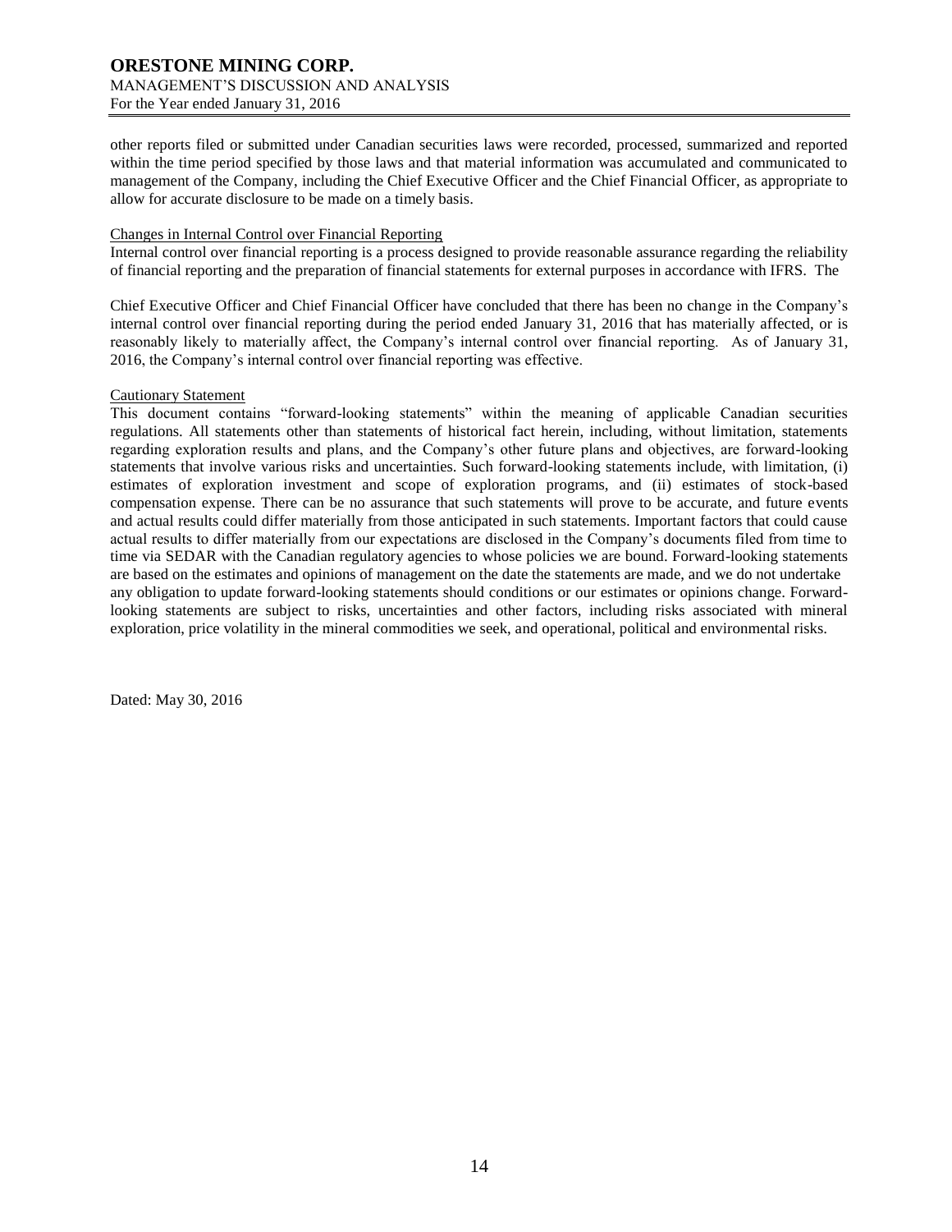other reports filed or submitted under Canadian securities laws were recorded, processed, summarized and reported within the time period specified by those laws and that material information was accumulated and communicated to management of the Company, including the Chief Executive Officer and the Chief Financial Officer, as appropriate to allow for accurate disclosure to be made on a timely basis.

Changes in Internal Control over Financial Reporting

Internal control over financial reporting is a process designed to provide reasonable assurance regarding the reliability of financial reporting and the preparation of financial statements for external purposes in accordance with IFRS. The

Chief Executive Officer and Chief Financial Officer have concluded that there has been no change in the Company's internal control over financial reporting during the period ended January 31, 2016 that has materially affected, or is reasonably likely to materially affect, the Company's internal control over financial reporting. As of January 31, 2016, the Company's internal control over financial reporting was effective.

Cautionary Statement

This document contains "forward-looking statements" within the meaning of applicable Canadian securities regulations. All statements other than statements of historical fact herein, including, without limitation, statements regarding exploration results and plans, and the Company's other future plans and objectives, are forward-looking statements that involve various risks and uncertainties. Such forward-looking statements include, with limitation, (i) estimates of exploration investment and scope of exploration programs, and (ii) estimates of stock-based compensation expense. There can be no assurance that such statements will prove to be accurate, and future events and actual results could differ materially from those anticipated in such statements. Important factors that could cause actual results to differ materially from our expectations are disclosed in the Company's documents filed from time to time via SEDAR with the Canadian regulatory agencies to whose policies we are bound. Forward-looking statements are based on the estimates and opinions of management on the date the statements are made, and we do not undertake any obligation to update forward-looking statements should conditions or our estimates or opinions change. Forward-looking statements are subject to risks, uncertainties and other factors, including risks associated with mineral exploration, price volatility in the mineral commodities we seek, and operational, political and environmental risks.

Dated: May 30, 2016